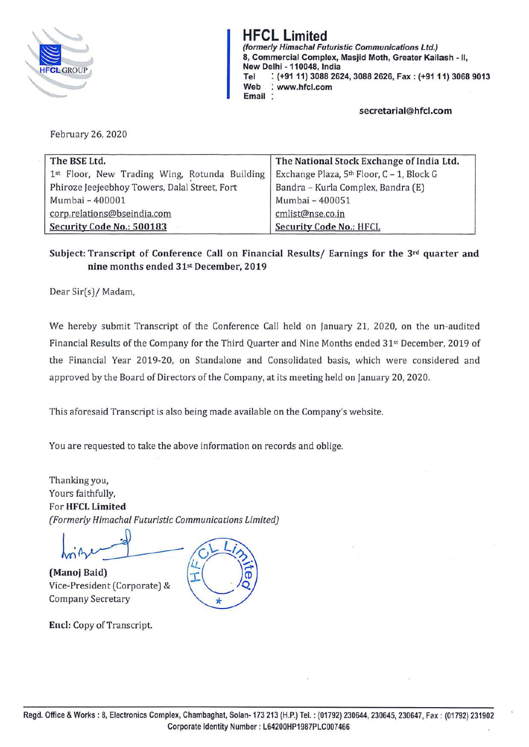# HFCL Limited

*(formerly Himachal Futuristic Communications Ltd.)*
**8, Commercial Complex, Masjid Moth, Greater Kailash - II,**
**New Delhi - 110048, India**
**Tel : (+91 11) 3088 2624, 3088 2626, Fax : (+91 11) 3068 9013**
**Web : www.hfcl.com**
**Email : secretarial@hfcl.com**

February 26, 2020

| The BSE Ltd. | The National Stock Exchange of India Ltd. |
|---|---|
| 1st Floor, New Trading Wing, Rotunda Building | Exchange Plaza, 5th Floor, C – 1, Block G |
| Phiroze Jeejeebhoy Towers, Dalal Street, Fort | Bandra – Kurla Complex, Bandra (E) |
| Mumbai – 400001 | Mumbai – 400051 |
| corp.relations@bseindia.com | cmlist@nse.co.in |
| **Security Code No.: 500183** | **Security Code No.: HFCL** |

**Subject: Transcript of Conference Call on Financial Results/ Earnings for the 3rd quarter and nine months ended 31st December, 2019**

Dear Sir(s)/ Madam,

We hereby submit Transcript of the Conference Call held on January 21, 2020, on the un-audited Financial Results of the Company for the Third Quarter and Nine Months ended 31st December, 2019 of the Financial Year 2019-20, on Standalone and Consolidated basis, which were considered and approved by the Board of Directors of the Company, at its meeting held on January 20, 2020.

This aforesaid Transcript is also being made available on the Company's website.

You are requested to take the above information on records and oblige.

Thanking you,
Yours faithfully,
For **HFCL Limited**
*(Formerly Himachal Futuristic Communications Limited)*

**(Manoj Baid)**
Vice-President (Corporate) &
Company Secretary

**Encl:** Copy of Transcript.

**Regd. Office & Works : 8, Electronics Complex, Chambaghat, Solan- 173 213 (H.P.) Tel. : (01792) 230644, 230645, 230647, Fax : (01792) 231902**
**Corporate Identity Number : L64200HP1987PLC007466**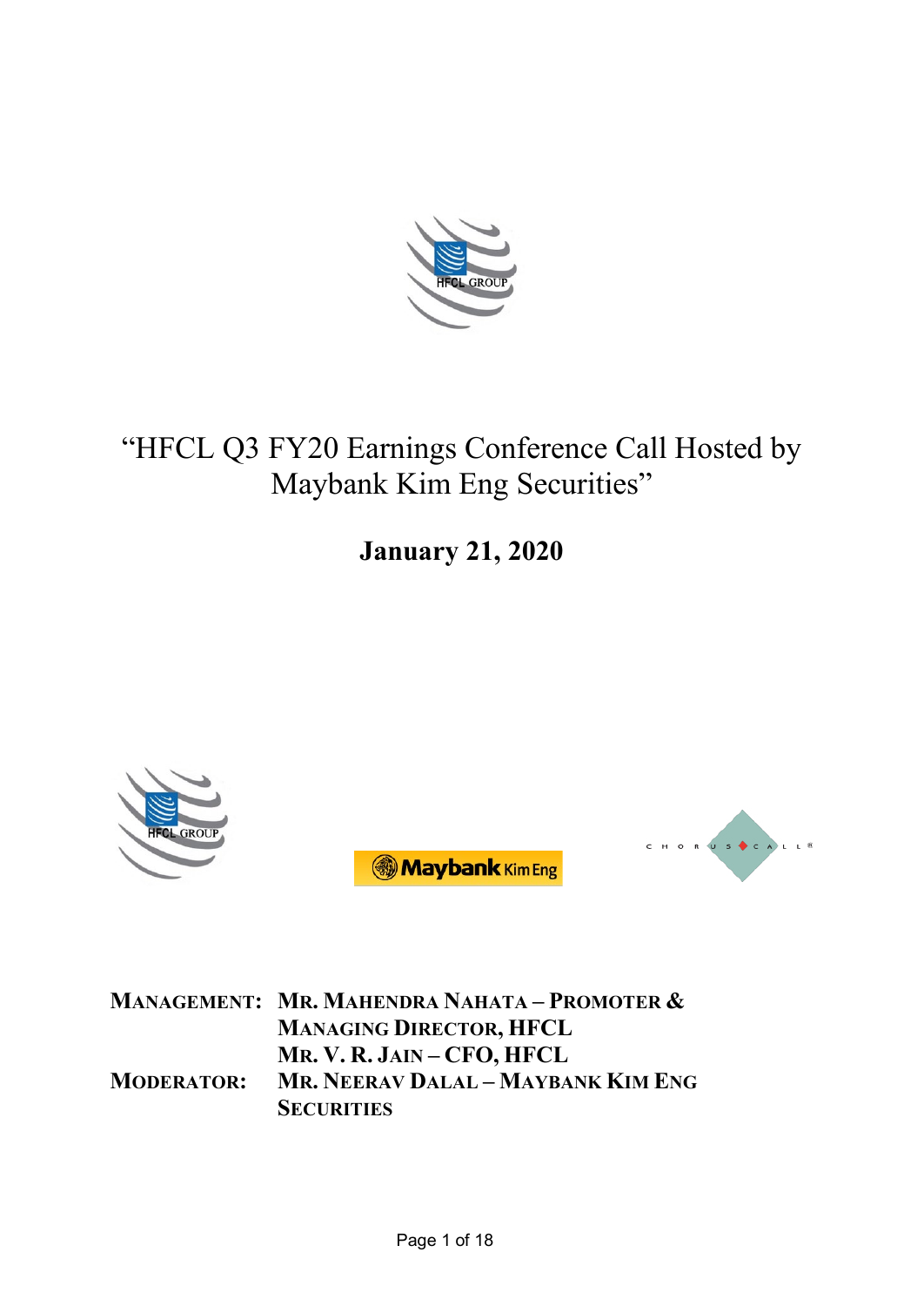# "HFCL Q3 FY20 Earnings Conference Call Hosted by Maybank Kim Eng Securities"

## January 21, 2020

**MANAGEMENT:** **MR. MAHENDRA NAHATA – PROMOTER & MANAGING DIRECTOR, HFCL**
**MR. V. R. JAIN – CFO, HFCL**

**MODERATOR:** **MR. NEERAV DALAL – MAYBANK KIM ENG SECURITIES**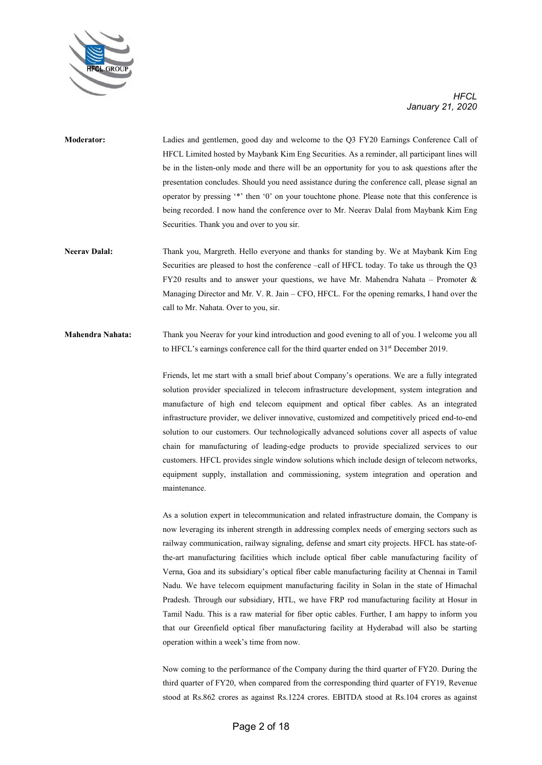**Moderator:** Ladies and gentlemen, good day and welcome to the Q3 FY20 Earnings Conference Call of HFCL Limited hosted by Maybank Kim Eng Securities. As a reminder, all participant lines will be in the listen-only mode and there will be an opportunity for you to ask questions after the presentation concludes. Should you need assistance during the conference call, please signal an operator by pressing '*' then '0' on your touchtone phone. Please note that this conference is being recorded. I now hand the conference over to Mr. Neerav Dalal from Maybank Kim Eng Securities. Thank you and over to you sir.

**Neerav Dalal:** Thank you, Margreth. Hello everyone and thanks for standing by. We at Maybank Kim Eng Securities are pleased to host the conference –call of HFCL today. To take us through the Q3 FY20 results and to answer your questions, we have Mr. Mahendra Nahata – Promoter & Managing Director and Mr. V. R. Jain – CFO, HFCL. For the opening remarks, I hand over the call to Mr. Nahata. Over to you, sir.

**Mahendra Nahata:** Thank you Neerav for your kind introduction and good evening to all of you. I welcome you all to HFCL's earnings conference call for the third quarter ended on 31st December 2019.

Friends, let me start with a small brief about Company's operations. We are a fully integrated solution provider specialized in telecom infrastructure development, system integration and manufacture of high end telecom equipment and optical fiber cables. As an integrated infrastructure provider, we deliver innovative, customized and competitively priced end-to-end solution to our customers. Our technologically advanced solutions cover all aspects of value chain for manufacturing of leading-edge products to provide specialized services to our customers. HFCL provides single window solutions which include design of telecom networks, equipment supply, installation and commissioning, system integration and operation and maintenance.

As a solution expert in telecommunication and related infrastructure domain, the Company is now leveraging its inherent strength in addressing complex needs of emerging sectors such as railway communication, railway signaling, defense and smart city projects. HFCL has state-of-the-art manufacturing facilities which include optical fiber cable manufacturing facility of Verna, Goa and its subsidiary's optical fiber cable manufacturing facility at Chennai in Tamil Nadu. We have telecom equipment manufacturing facility in Solan in the state of Himachal Pradesh. Through our subsidiary, HTL, we have FRP rod manufacturing facility at Hosur in Tamil Nadu. This is a raw material for fiber optic cables. Further, I am happy to inform you that our Greenfield optical fiber manufacturing facility at Hyderabad will also be starting operation within a week's time from now.

Now coming to the performance of the Company during the third quarter of FY20. During the third quarter of FY20, when compared from the corresponding third quarter of FY19, Revenue stood at Rs.862 crores as against Rs.1224 crores. EBITDA stood at Rs.104 crores as against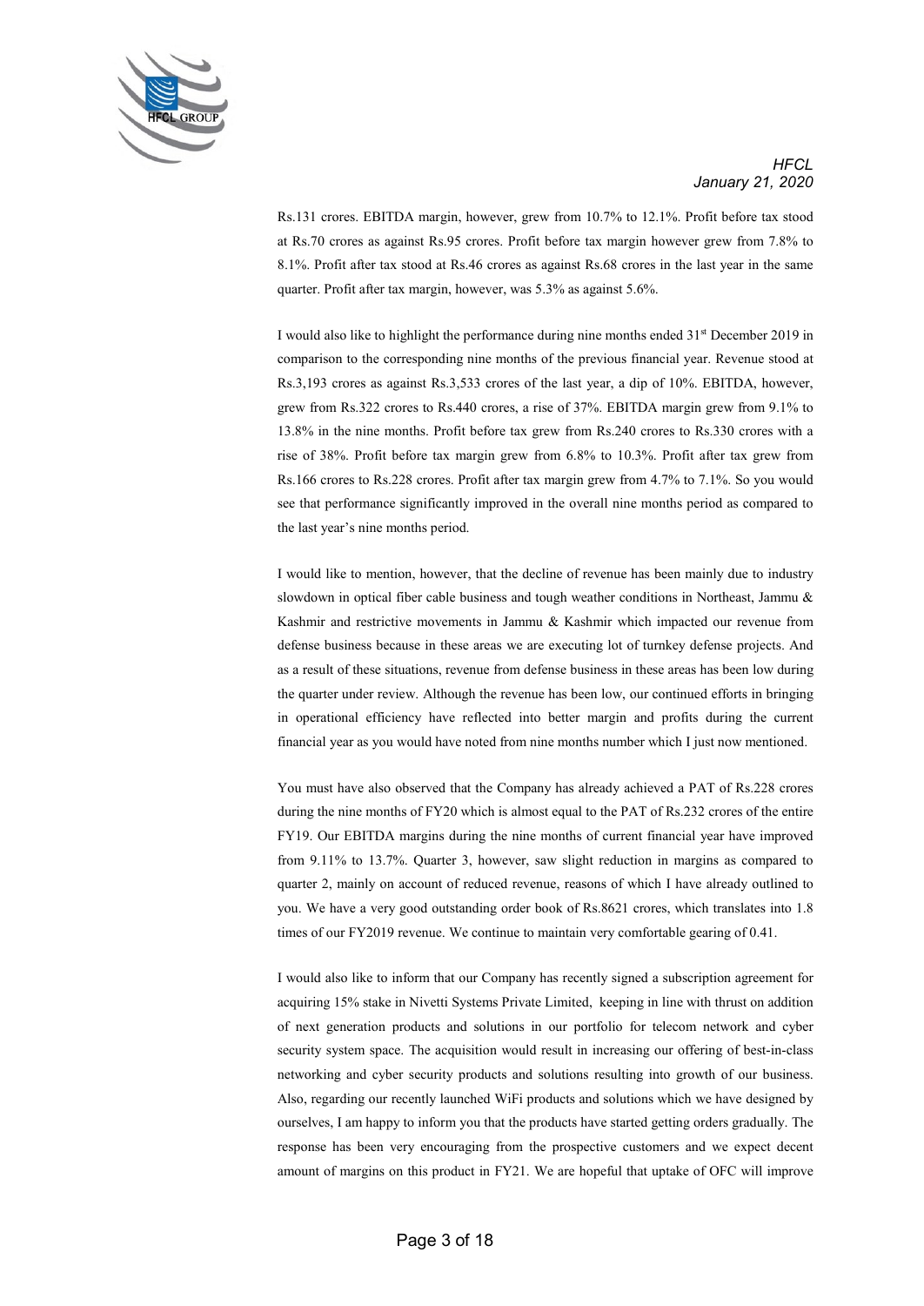Rs.131 crores. EBITDA margin, however, grew from 10.7% to 12.1%. Profit before tax stood at Rs.70 crores as against Rs.95 crores. Profit before tax margin however grew from 7.8% to 8.1%. Profit after tax stood at Rs.46 crores as against Rs.68 crores in the last year in the same quarter. Profit after tax margin, however, was 5.3% as against 5.6%.

I would also like to highlight the performance during nine months ended 31st December 2019 in comparison to the corresponding nine months of the previous financial year. Revenue stood at Rs.3,193 crores as against Rs.3,533 crores of the last year, a dip of 10%. EBITDA, however, grew from Rs.322 crores to Rs.440 crores, a rise of 37%. EBITDA margin grew from 9.1% to 13.8% in the nine months. Profit before tax grew from Rs.240 crores to Rs.330 crores with a rise of 38%. Profit before tax margin grew from 6.8% to 10.3%. Profit after tax grew from Rs.166 crores to Rs.228 crores. Profit after tax margin grew from 4.7% to 7.1%. So you would see that performance significantly improved in the overall nine months period as compared to the last year's nine months period.

I would like to mention, however, that the decline of revenue has been mainly due to industry slowdown in optical fiber cable business and tough weather conditions in Northeast, Jammu & Kashmir and restrictive movements in Jammu & Kashmir which impacted our revenue from defense business because in these areas we are executing lot of turnkey defense projects. And as a result of these situations, revenue from defense business in these areas has been low during the quarter under review. Although the revenue has been low, our continued efforts in bringing in operational efficiency have reflected into better margin and profits during the current financial year as you would have noted from nine months number which I just now mentioned.

You must have also observed that the Company has already achieved a PAT of Rs.228 crores during the nine months of FY20 which is almost equal to the PAT of Rs.232 crores of the entire FY19. Our EBITDA margins during the nine months of current financial year have improved from 9.11% to 13.7%. Quarter 3, however, saw slight reduction in margins as compared to quarter 2, mainly on account of reduced revenue, reasons of which I have already outlined to you. We have a very good outstanding order book of Rs.8621 crores, which translates into 1.8 times of our FY2019 revenue. We continue to maintain very comfortable gearing of 0.41.

I would also like to inform that our Company has recently signed a subscription agreement for acquiring 15% stake in Nivetti Systems Private Limited, keeping in line with thrust on addition of next generation products and solutions in our portfolio for telecom network and cyber security system space. The acquisition would result in increasing our offering of best-in-class networking and cyber security products and solutions resulting into growth of our business. Also, regarding our recently launched WiFi products and solutions which we have designed by ourselves, I am happy to inform you that the products have started getting orders gradually. The response has been very encouraging from the prospective customers and we expect decent amount of margins on this product in FY21. We are hopeful that uptake of OFC will improve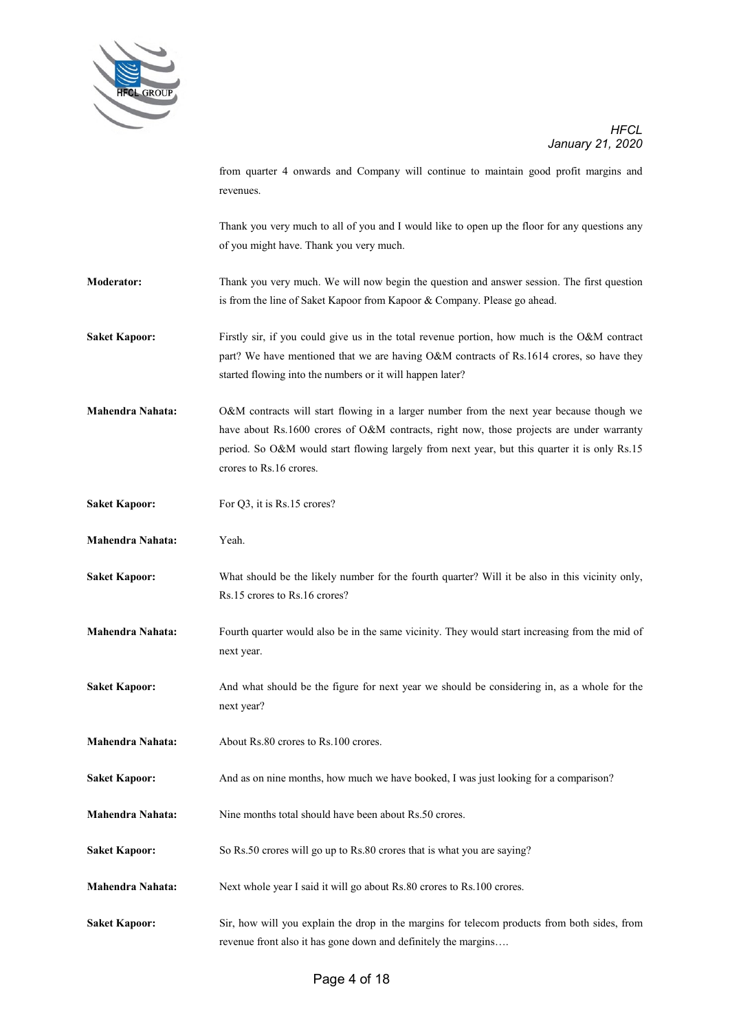from quarter 4 onwards and Company will continue to maintain good profit margins and revenues.

Thank you very much to all of you and I would like to open up the floor for any questions any of you might have. Thank you very much.

**Moderator:** Thank you very much. We will now begin the question and answer session. The first question is from the line of Saket Kapoor from Kapoor & Company. Please go ahead.

**Saket Kapoor:** Firstly sir, if you could give us in the total revenue portion, how much is the O&M contract part? We have mentioned that we are having O&M contracts of Rs.1614 crores, so have they started flowing into the numbers or it will happen later?

**Mahendra Nahata:** O&M contracts will start flowing in a larger number from the next year because though we have about Rs.1600 crores of O&M contracts, right now, those projects are under warranty period. So O&M would start flowing largely from next year, but this quarter it is only Rs.15 crores to Rs.16 crores.

**Saket Kapoor:** For Q3, it is Rs.15 crores?

**Mahendra Nahata:** Yeah.

**Saket Kapoor:** What should be the likely number for the fourth quarter? Will it be also in this vicinity only, Rs.15 crores to Rs.16 crores?

**Mahendra Nahata:** Fourth quarter would also be in the same vicinity. They would start increasing from the mid of next year.

**Saket Kapoor:** And what should be the figure for next year we should be considering in, as a whole for the next year?

**Mahendra Nahata:** About Rs.80 crores to Rs.100 crores.

**Saket Kapoor:** And as on nine months, how much we have booked, I was just looking for a comparison?

**Mahendra Nahata:** Nine months total should have been about Rs.50 crores.

**Saket Kapoor:** So Rs.50 crores will go up to Rs.80 crores that is what you are saying?

**Mahendra Nahata:** Next whole year I said it will go about Rs.80 crores to Rs.100 crores.

**Saket Kapoor:** Sir, how will you explain the drop in the margins for telecom products from both sides, from revenue front also it has gone down and definitely the margins….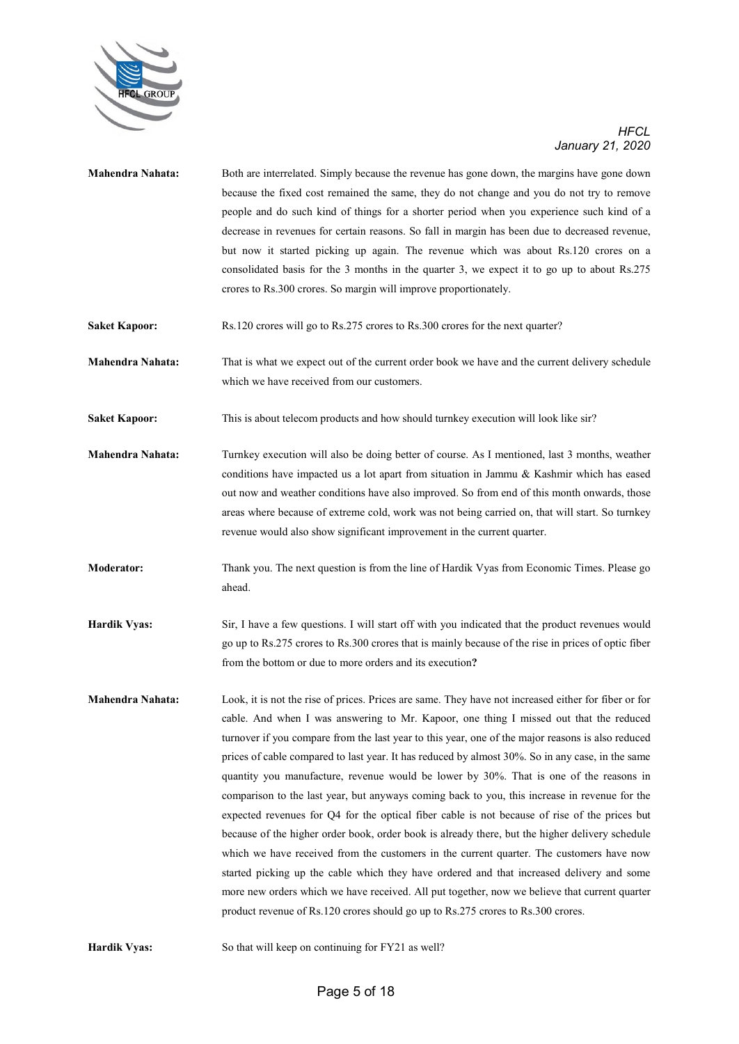**Mahendra Nahata:** Both are interrelated. Simply because the revenue has gone down, the margins have gone down because the fixed cost remained the same, they do not change and you do not try to remove people and do such kind of things for a shorter period when you experience such kind of a decrease in revenues for certain reasons. So fall in margin has been due to decreased revenue, but now it started picking up again. The revenue which was about Rs.120 crores on a consolidated basis for the 3 months in the quarter 3, we expect it to go up to about Rs.275 crores to Rs.300 crores. So margin will improve proportionately.

**Saket Kapoor:** Rs.120 crores will go to Rs.275 crores to Rs.300 crores for the next quarter?

**Mahendra Nahata:** That is what we expect out of the current order book we have and the current delivery schedule which we have received from our customers.

**Saket Kapoor:** This is about telecom products and how should turnkey execution will look like sir?

**Mahendra Nahata:** Turnkey execution will also be doing better of course. As I mentioned, last 3 months, weather conditions have impacted us a lot apart from situation in Jammu & Kashmir which has eased out now and weather conditions have also improved. So from end of this month onwards, those areas where because of extreme cold, work was not being carried on, that will start. So turnkey revenue would also show significant improvement in the current quarter.

**Moderator:** Thank you. The next question is from the line of Hardik Vyas from Economic Times. Please go ahead.

**Hardik Vyas:** Sir, I have a few questions. I will start off with you indicated that the product revenues would go up to Rs.275 crores to Rs.300 crores that is mainly because of the rise in prices of optic fiber from the bottom or due to more orders and its execution**?**

**Mahendra Nahata:** Look, it is not the rise of prices. Prices are same. They have not increased either for fiber or for cable. And when I was answering to Mr. Kapoor, one thing I missed out that the reduced turnover if you compare from the last year to this year, one of the major reasons is also reduced prices of cable compared to last year. It has reduced by almost 30%. So in any case, in the same quantity you manufacture, revenue would be lower by 30%. That is one of the reasons in comparison to the last year, but anyways coming back to you, this increase in revenue for the expected revenues for Q4 for the optical fiber cable is not because of rise of the prices but because of the higher order book, order book is already there, but the higher delivery schedule which we have received from the customers in the current quarter. The customers have now started picking up the cable which they have ordered and that increased delivery and some more new orders which we have received. All put together, now we believe that current quarter product revenue of Rs.120 crores should go up to Rs.275 crores to Rs.300 crores.

**Hardik Vyas:** So that will keep on continuing for FY21 as well?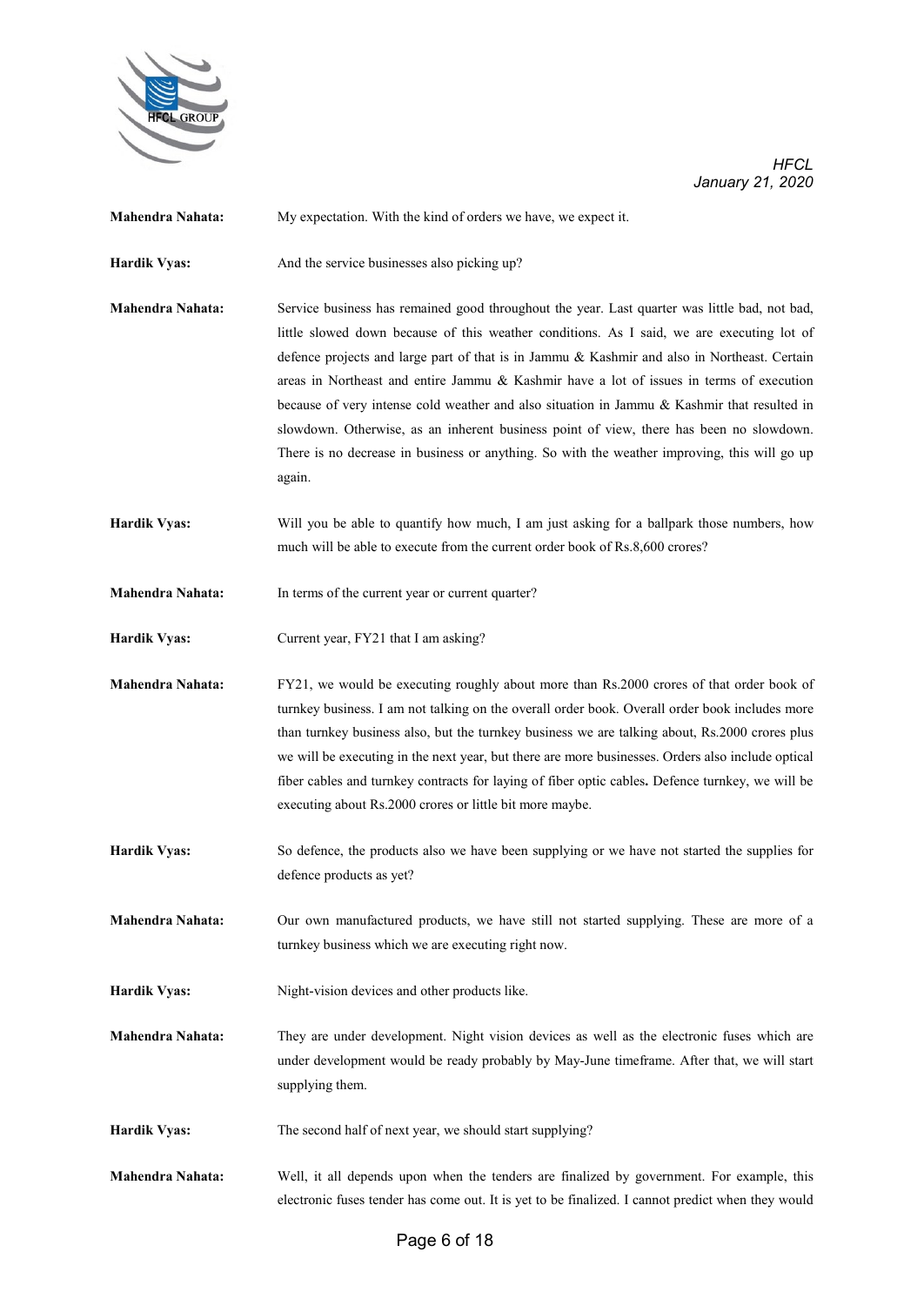**Mahendra Nahata:** My expectation. With the kind of orders we have, we expect it.

**Hardik Vyas:** And the service businesses also picking up?

**Mahendra Nahata:** Service business has remained good throughout the year. Last quarter was little bad, not bad, little slowed down because of this weather conditions. As I said, we are executing lot of defence projects and large part of that is in Jammu & Kashmir and also in Northeast. Certain areas in Northeast and entire Jammu & Kashmir have a lot of issues in terms of execution because of very intense cold weather and also situation in Jammu & Kashmir that resulted in slowdown. Otherwise, as an inherent business point of view, there has been no slowdown. There is no decrease in business or anything. So with the weather improving, this will go up again.

**Hardik Vyas:** Will you be able to quantify how much, I am just asking for a ballpark those numbers, how much will be able to execute from the current order book of Rs.8,600 crores?

**Mahendra Nahata:** In terms of the current year or current quarter?

**Hardik Vyas:** Current year, FY21 that I am asking?

**Mahendra Nahata:** FY21, we would be executing roughly about more than Rs.2000 crores of that order book of turnkey business. I am not talking on the overall order book. Overall order book includes more than turnkey business also, but the turnkey business we are talking about, Rs.2000 crores plus we will be executing in the next year, but there are more businesses. Orders also include optical fiber cables and turnkey contracts for laying of fiber optic cables**.** Defence turnkey, we will be executing about Rs.2000 crores or little bit more maybe.

**Hardik Vyas:** So defence, the products also we have been supplying or we have not started the supplies for defence products as yet?

**Mahendra Nahata:** Our own manufactured products, we have still not started supplying. These are more of a turnkey business which we are executing right now.

**Hardik Vyas:** Night-vision devices and other products like.

**Mahendra Nahata:** They are under development. Night vision devices as well as the electronic fuses which are under development would be ready probably by May-June timeframe. After that, we will start supplying them.

**Hardik Vyas:** The second half of next year, we should start supplying?

**Mahendra Nahata:** Well, it all depends upon when the tenders are finalized by government. For example, this electronic fuses tender has come out. It is yet to be finalized. I cannot predict when they would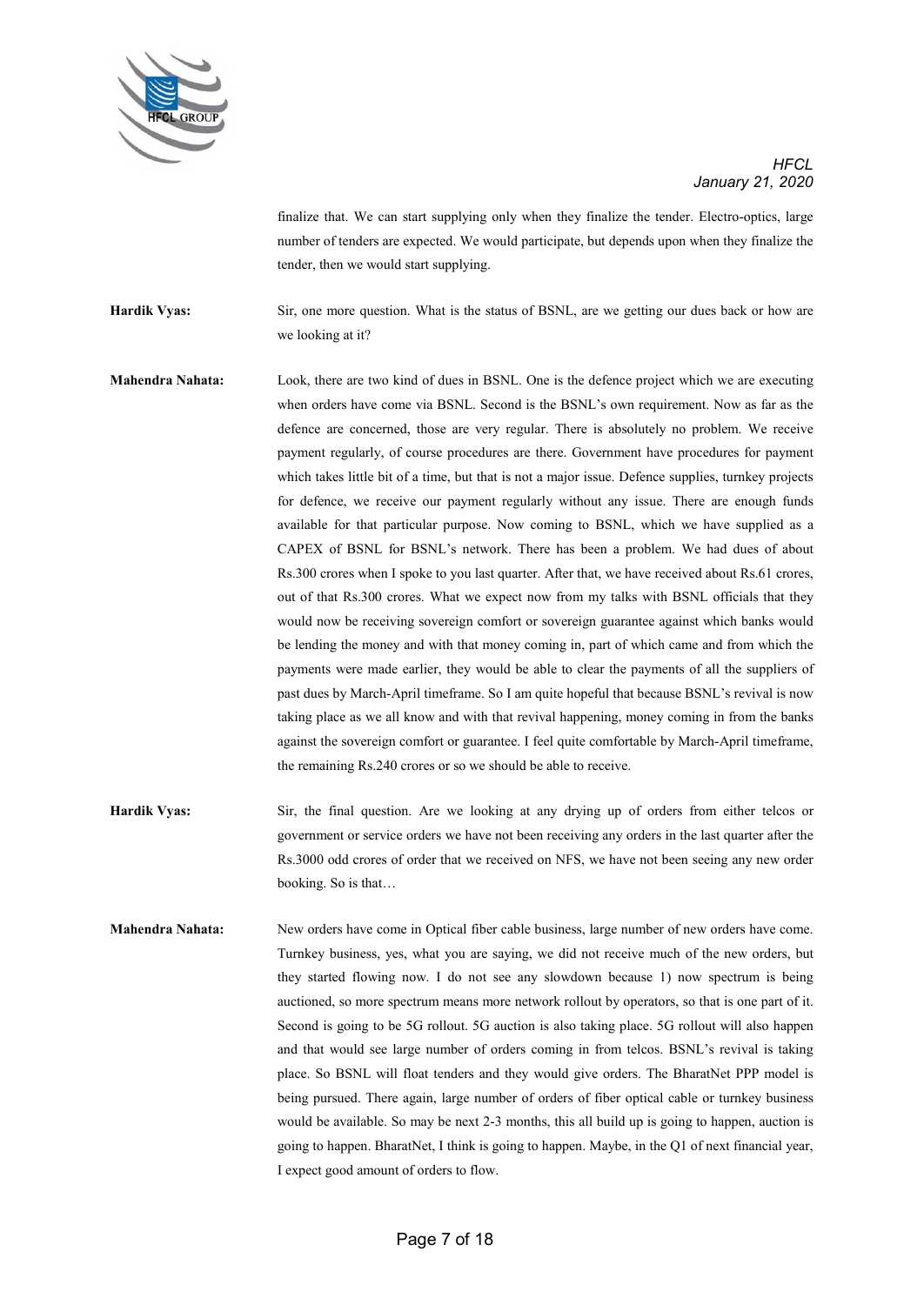finalize that. We can start supplying only when they finalize the tender. Electro-optics, large number of tenders are expected. We would participate, but depends upon when they finalize the tender, then we would start supplying.

**Hardik Vyas:** Sir, one more question. What is the status of BSNL, are we getting our dues back or how are we looking at it?

**Mahendra Nahata:** Look, there are two kind of dues in BSNL. One is the defence project which we are executing when orders have come via BSNL. Second is the BSNL's own requirement. Now as far as the defence are concerned, those are very regular. There is absolutely no problem. We receive payment regularly, of course procedures are there. Government have procedures for payment which takes little bit of a time, but that is not a major issue. Defence supplies, turnkey projects for defence, we receive our payment regularly without any issue. There are enough funds available for that particular purpose. Now coming to BSNL, which we have supplied as a CAPEX of BSNL for BSNL's network. There has been a problem. We had dues of about Rs.300 crores when I spoke to you last quarter. After that, we have received about Rs.61 crores, out of that Rs.300 crores. What we expect now from my talks with BSNL officials that they would now be receiving sovereign comfort or sovereign guarantee against which banks would be lending the money and with that money coming in, part of which came and from which the payments were made earlier, they would be able to clear the payments of all the suppliers of past dues by March-April timeframe. So I am quite hopeful that because BSNL's revival is now taking place as we all know and with that revival happening, money coming in from the banks against the sovereign comfort or guarantee. I feel quite comfortable by March-April timeframe, the remaining Rs.240 crores or so we should be able to receive.

**Hardik Vyas:** Sir, the final question. Are we looking at any drying up of orders from either telcos or government or service orders we have not been receiving any orders in the last quarter after the Rs.3000 odd crores of order that we received on NFS, we have not been seeing any new order booking. So is that…

**Mahendra Nahata:** New orders have come in Optical fiber cable business, large number of new orders have come. Turnkey business, yes, what you are saying, we did not receive much of the new orders, but they started flowing now. I do not see any slowdown because 1) now spectrum is being auctioned, so more spectrum means more network rollout by operators, so that is one part of it. Second is going to be 5G rollout. 5G auction is also taking place. 5G rollout will also happen and that would see large number of orders coming in from telcos. BSNL's revival is taking place. So BSNL will float tenders and they would give orders. The BharatNet PPP model is being pursued. There again, large number of orders of fiber optical cable or turnkey business would be available. So may be next 2-3 months, this all build up is going to happen, auction is going to happen. BharatNet, I think is going to happen. Maybe, in the Q1 of next financial year, I expect good amount of orders to flow.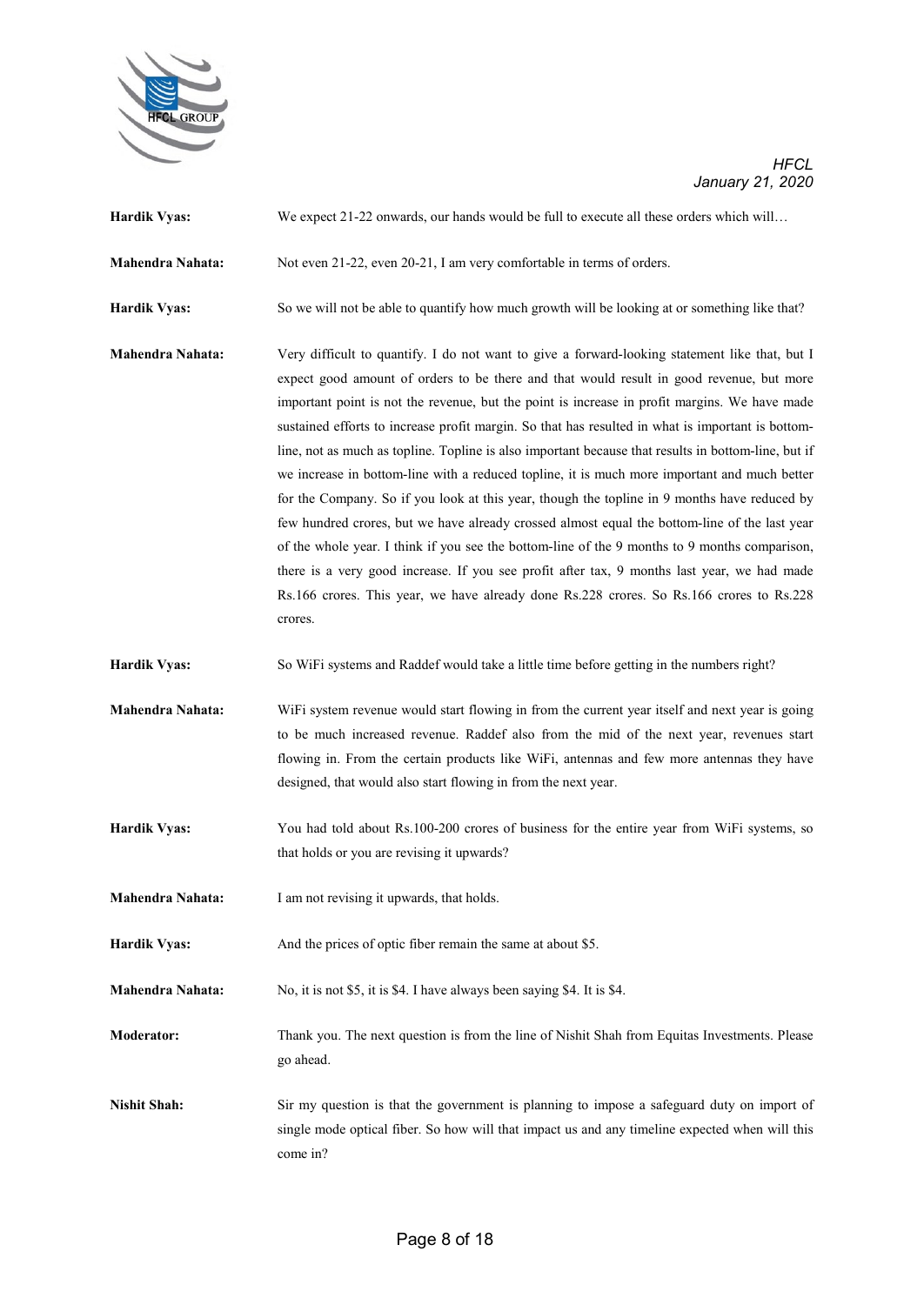**Hardik Vyas:** We expect 21-22 onwards, our hands would be full to execute all these orders which will…

**Mahendra Nahata:** Not even 21-22, even 20-21, I am very comfortable in terms of orders.

**Hardik Vyas:** So we will not be able to quantify how much growth will be looking at or something like that?

**Mahendra Nahata:** Very difficult to quantify. I do not want to give a forward-looking statement like that, but I expect good amount of orders to be there and that would result in good revenue, but more important point is not the revenue, but the point is increase in profit margins. We have made sustained efforts to increase profit margin. So that has resulted in what is important is bottom-line, not as much as topline. Topline is also important because that results in bottom-line, but if we increase in bottom-line with a reduced topline, it is much more important and much better for the Company. So if you look at this year, though the topline in 9 months have reduced by few hundred crores, but we have already crossed almost equal the bottom-line of the last year of the whole year. I think if you see the bottom-line of the 9 months to 9 months comparison, there is a very good increase. If you see profit after tax, 9 months last year, we had made Rs.166 crores. This year, we have already done Rs.228 crores. So Rs.166 crores to Rs.228 crores.

**Hardik Vyas:** So WiFi systems and Raddef would take a little time before getting in the numbers right?

**Mahendra Nahata:** WiFi system revenue would start flowing in from the current year itself and next year is going to be much increased revenue. Raddef also from the mid of the next year, revenues start flowing in. From the certain products like WiFi, antennas and few more antennas they have designed, that would also start flowing in from the next year.

**Hardik Vyas:** You had told about Rs.100-200 crores of business for the entire year from WiFi systems, so that holds or you are revising it upwards?

**Mahendra Nahata:** I am not revising it upwards, that holds.

**Hardik Vyas:** And the prices of optic fiber remain the same at about $5.

**Mahendra Nahata:** No, it is not $5, it is $4. I have always been saying $4. It is $4.

**Moderator:** Thank you. The next question is from the line of Nishit Shah from Equitas Investments. Please go ahead.

**Nishit Shah:** Sir my question is that the government is planning to impose a safeguard duty on import of single mode optical fiber. So how will that impact us and any timeline expected when will this come in?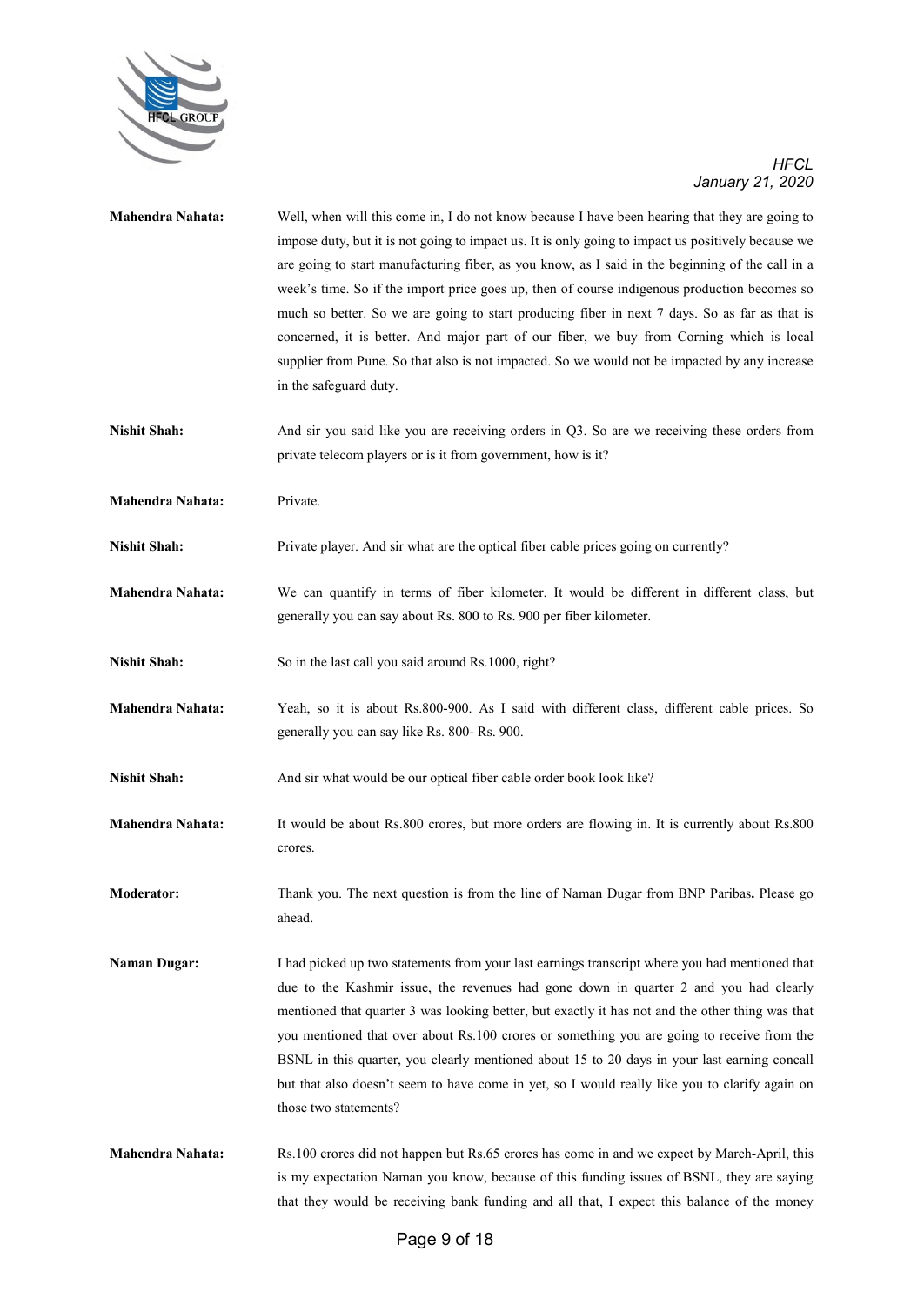**Mahendra Nahata:** Well, when will this come in, I do not know because I have been hearing that they are going to impose duty, but it is not going to impact us. It is only going to impact us positively because we are going to start manufacturing fiber, as you know, as I said in the beginning of the call in a week's time. So if the import price goes up, then of course indigenous production becomes so much so better. So we are going to start producing fiber in next 7 days. So as far as that is concerned, it is better. And major part of our fiber, we buy from Corning which is local supplier from Pune. So that also is not impacted. So we would not be impacted by any increase in the safeguard duty.

**Nishit Shah:** And sir you said like you are receiving orders in Q3. So are we receiving these orders from private telecom players or is it from government, how is it?

**Mahendra Nahata:** Private.

**Nishit Shah:** Private player. And sir what are the optical fiber cable prices going on currently?

**Mahendra Nahata:** We can quantify in terms of fiber kilometer. It would be different in different class, but generally you can say about Rs. 800 to Rs. 900 per fiber kilometer.

**Nishit Shah:** So in the last call you said around Rs.1000, right?

**Mahendra Nahata:** Yeah, so it is about Rs.800-900. As I said with different class, different cable prices. So generally you can say like Rs. 800- Rs. 900.

**Nishit Shah:** And sir what would be our optical fiber cable order book look like?

**Mahendra Nahata:** It would be about Rs.800 crores, but more orders are flowing in. It is currently about Rs.800 crores.

**Moderator:** Thank you. The next question is from the line of Naman Dugar from BNP Paribas**.** Please go ahead.

**Naman Dugar:** I had picked up two statements from your last earnings transcript where you had mentioned that due to the Kashmir issue, the revenues had gone down in quarter 2 and you had clearly mentioned that quarter 3 was looking better, but exactly it has not and the other thing was that you mentioned that over about Rs.100 crores or something you are going to receive from the BSNL in this quarter, you clearly mentioned about 15 to 20 days in your last earning concall but that also doesn't seem to have come in yet, so I would really like you to clarify again on those two statements?

**Mahendra Nahata:** Rs.100 crores did not happen but Rs.65 crores has come in and we expect by March-April, this is my expectation Naman you know, because of this funding issues of BSNL, they are saying that they would be receiving bank funding and all that, I expect this balance of the money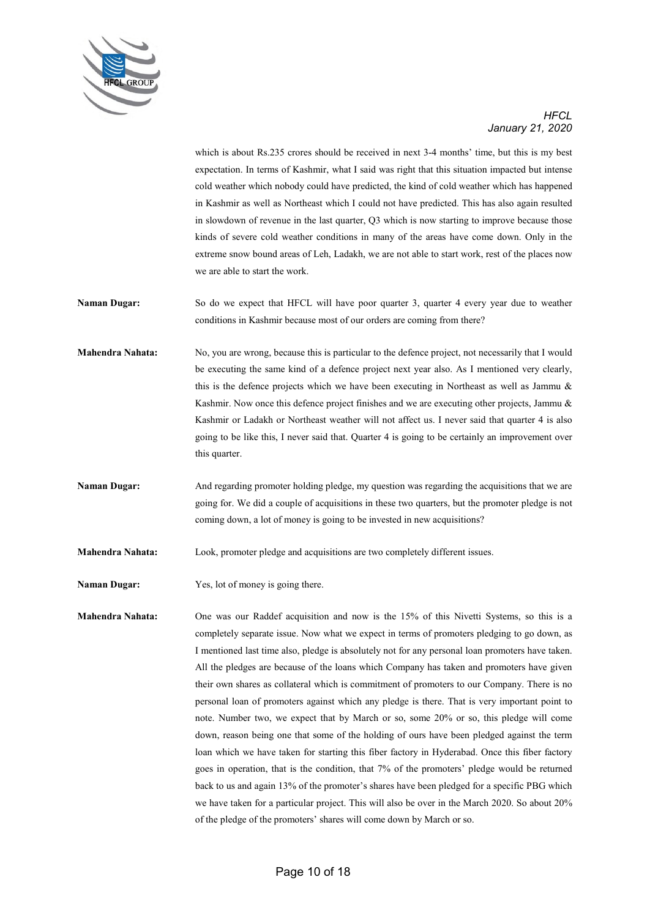which is about Rs.235 crores should be received in next 3-4 months' time, but this is my best expectation. In terms of Kashmir, what I said was right that this situation impacted but intense cold weather which nobody could have predicted, the kind of cold weather which has happened in Kashmir as well as Northeast which I could not have predicted. This has also again resulted in slowdown of revenue in the last quarter, Q3 which is now starting to improve because those kinds of severe cold weather conditions in many of the areas have come down. Only in the extreme snow bound areas of Leh, Ladakh, we are not able to start work, rest of the places now we are able to start the work.

**Naman Dugar:** So do we expect that HFCL will have poor quarter 3, quarter 4 every year due to weather conditions in Kashmir because most of our orders are coming from there?

**Mahendra Nahata:** No, you are wrong, because this is particular to the defence project, not necessarily that I would be executing the same kind of a defence project next year also. As I mentioned very clearly, this is the defence projects which we have been executing in Northeast as well as Jammu & Kashmir. Now once this defence project finishes and we are executing other projects, Jammu & Kashmir or Ladakh or Northeast weather will not affect us. I never said that quarter 4 is also going to be like this, I never said that. Quarter 4 is going to be certainly an improvement over this quarter.

**Naman Dugar:** And regarding promoter holding pledge, my question was regarding the acquisitions that we are going for. We did a couple of acquisitions in these two quarters, but the promoter pledge is not coming down, a lot of money is going to be invested in new acquisitions?

**Mahendra Nahata:** Look, promoter pledge and acquisitions are two completely different issues.

**Naman Dugar:** Yes, lot of money is going there.

**Mahendra Nahata:** One was our Raddef acquisition and now is the 15% of this Nivetti Systems, so this is a completely separate issue. Now what we expect in terms of promoters pledging to go down, as I mentioned last time also, pledge is absolutely not for any personal loan promoters have taken. All the pledges are because of the loans which Company has taken and promoters have given their own shares as collateral which is commitment of promoters to our Company. There is no personal loan of promoters against which any pledge is there. That is very important point to note. Number two, we expect that by March or so, some 20% or so, this pledge will come down, reason being one that some of the holding of ours have been pledged against the term loan which we have taken for starting this fiber factory in Hyderabad. Once this fiber factory goes in operation, that is the condition, that 7% of the promoters' pledge would be returned back to us and again 13% of the promoter's shares have been pledged for a specific PBG which we have taken for a particular project. This will also be over in the March 2020. So about 20% of the pledge of the promoters' shares will come down by March or so.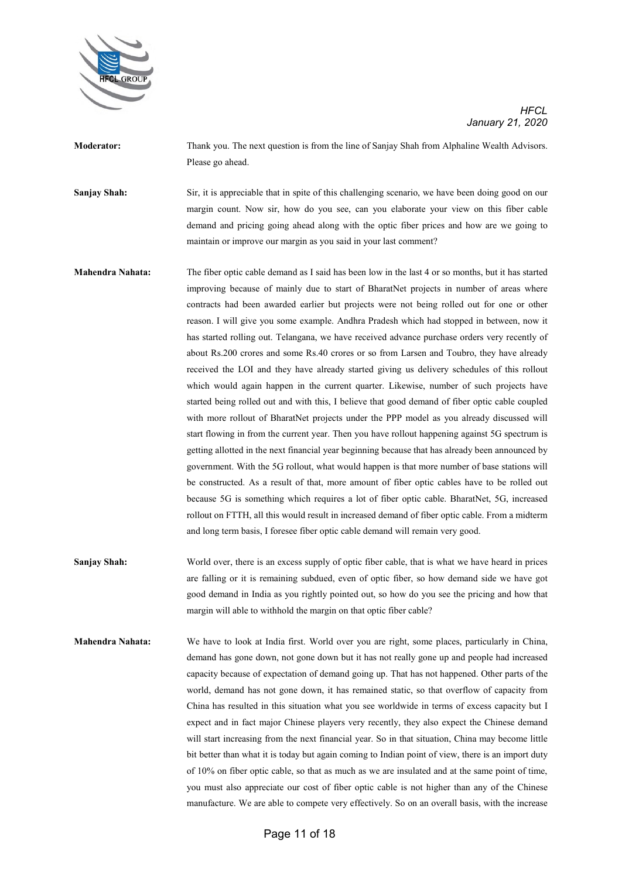**Moderator:** Thank you. The next question is from the line of Sanjay Shah from Alphaline Wealth Advisors. Please go ahead.

**Sanjay Shah:** Sir, it is appreciable that in spite of this challenging scenario, we have been doing good on our margin count. Now sir, how do you see, can you elaborate your view on this fiber cable demand and pricing going ahead along with the optic fiber prices and how are we going to maintain or improve our margin as you said in your last comment?

**Mahendra Nahata:** The fiber optic cable demand as I said has been low in the last 4 or so months, but it has started improving because of mainly due to start of BharatNet projects in number of areas where contracts had been awarded earlier but projects were not being rolled out for one or other reason. I will give you some example. Andhra Pradesh which had stopped in between, now it has started rolling out. Telangana, we have received advance purchase orders very recently of about Rs.200 crores and some Rs.40 crores or so from Larsen and Toubro, they have already received the LOI and they have already started giving us delivery schedules of this rollout which would again happen in the current quarter. Likewise, number of such projects have started being rolled out and with this, I believe that good demand of fiber optic cable coupled with more rollout of BharatNet projects under the PPP model as you already discussed will start flowing in from the current year. Then you have rollout happening against 5G spectrum is getting allotted in the next financial year beginning because that has already been announced by government. With the 5G rollout, what would happen is that more number of base stations will be constructed. As a result of that, more amount of fiber optic cables have to be rolled out because 5G is something which requires a lot of fiber optic cable. BharatNet, 5G, increased rollout on FTTH, all this would result in increased demand of fiber optic cable. From a midterm and long term basis, I foresee fiber optic cable demand will remain very good.

**Sanjay Shah:** World over, there is an excess supply of optic fiber cable, that is what we have heard in prices are falling or it is remaining subdued, even of optic fiber, so how demand side we have got good demand in India as you rightly pointed out, so how do you see the pricing and how that margin will able to withhold the margin on that optic fiber cable?

**Mahendra Nahata:** We have to look at India first. World over you are right, some places, particularly in China, demand has gone down, not gone down but it has not really gone up and people had increased capacity because of expectation of demand going up. That has not happened. Other parts of the world, demand has not gone down, it has remained static, so that overflow of capacity from China has resulted in this situation what you see worldwide in terms of excess capacity but I expect and in fact major Chinese players very recently, they also expect the Chinese demand will start increasing from the next financial year. So in that situation, China may become little bit better than what it is today but again coming to Indian point of view, there is an import duty of 10% on fiber optic cable, so that as much as we are insulated and at the same point of time, you must also appreciate our cost of fiber optic cable is not higher than any of the Chinese manufacture. We are able to compete very effectively. So on an overall basis, with the increase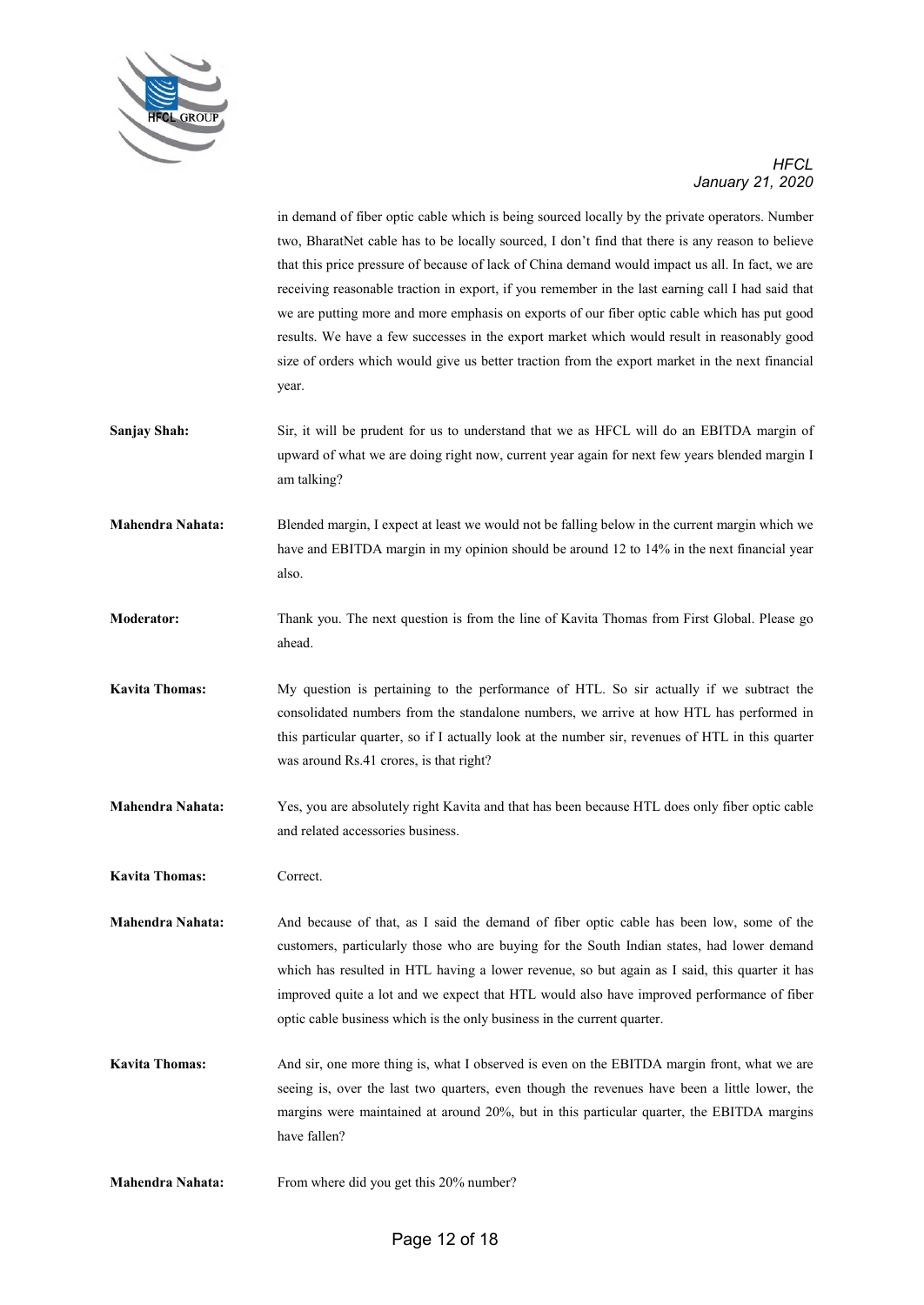in demand of fiber optic cable which is being sourced locally by the private operators. Number two, BharatNet cable has to be locally sourced, I don't find that there is any reason to believe that this price pressure of because of lack of China demand would impact us all. In fact, we are receiving reasonable traction in export, if you remember in the last earning call I had said that we are putting more and more emphasis on exports of our fiber optic cable which has put good results. We have a few successes in the export market which would result in reasonably good size of orders which would give us better traction from the export market in the next financial year.

**Sanjay Shah:** Sir, it will be prudent for us to understand that we as HFCL will do an EBITDA margin of upward of what we are doing right now, current year again for next few years blended margin I am talking?

**Mahendra Nahata:** Blended margin, I expect at least we would not be falling below in the current margin which we have and EBITDA margin in my opinion should be around 12 to 14% in the next financial year also.

**Moderator:** Thank you. The next question is from the line of Kavita Thomas from First Global. Please go ahead.

**Kavita Thomas:** My question is pertaining to the performance of HTL. So sir actually if we subtract the consolidated numbers from the standalone numbers, we arrive at how HTL has performed in this particular quarter, so if I actually look at the number sir, revenues of HTL in this quarter was around Rs.41 crores, is that right?

**Mahendra Nahata:** Yes, you are absolutely right Kavita and that has been because HTL does only fiber optic cable and related accessories business.

**Kavita Thomas:** Correct.

**Mahendra Nahata:** And because of that, as I said the demand of fiber optic cable has been low, some of the customers, particularly those who are buying for the South Indian states, had lower demand which has resulted in HTL having a lower revenue, so but again as I said, this quarter it has improved quite a lot and we expect that HTL would also have improved performance of fiber optic cable business which is the only business in the current quarter.

**Kavita Thomas:** And sir, one more thing is, what I observed is even on the EBITDA margin front, what we are seeing is, over the last two quarters, even though the revenues have been a little lower, the margins were maintained at around 20%, but in this particular quarter, the EBITDA margins have fallen?

**Mahendra Nahata:** From where did you get this 20% number?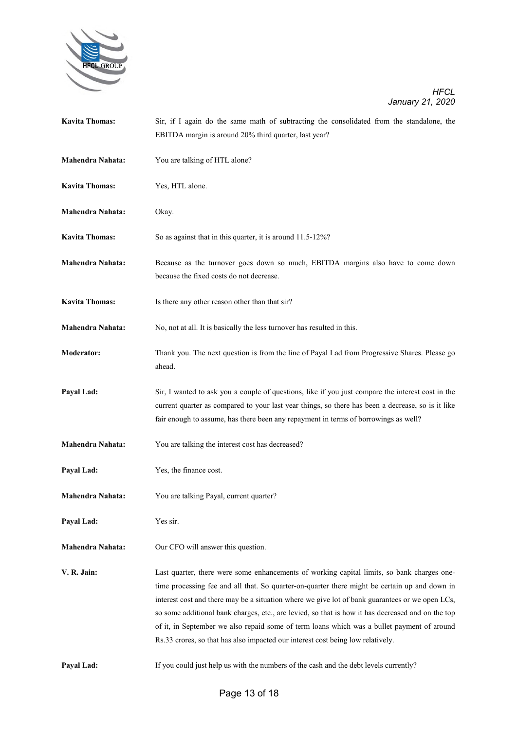**Kavita Thomas:** Sir, if I again do the same math of subtracting the consolidated from the standalone, the EBITDA margin is around 20% third quarter, last year?

**Mahendra Nahata:** You are talking of HTL alone?

**Kavita Thomas:** Yes, HTL alone.

**Mahendra Nahata:** Okay.

**Kavita Thomas:** So as against that in this quarter, it is around 11.5-12%?

**Mahendra Nahata:** Because as the turnover goes down so much, EBITDA margins also have to come down because the fixed costs do not decrease.

**Kavita Thomas:** Is there any other reason other than that sir?

**Mahendra Nahata:** No, not at all. It is basically the less turnover has resulted in this.

**Moderator:** Thank you. The next question is from the line of Payal Lad from Progressive Shares. Please go ahead.

**Payal Lad:** Sir, I wanted to ask you a couple of questions, like if you just compare the interest cost in the current quarter as compared to your last year things, so there has been a decrease, so is it like fair enough to assume, has there been any repayment in terms of borrowings as well?

**Mahendra Nahata:** You are talking the interest cost has decreased?

**Payal Lad:** Yes, the finance cost.

**Mahendra Nahata:** You are talking Payal, current quarter?

**Payal Lad:** Yes sir.

**Mahendra Nahata:** Our CFO will answer this question.

**V. R. Jain:** Last quarter, there were some enhancements of working capital limits, so bank charges one-time processing fee and all that. So quarter-on-quarter there might be certain up and down in interest cost and there may be a situation where we give lot of bank guarantees or we open LCs, so some additional bank charges, etc., are levied, so that is how it has decreased and on the top of it, in September we also repaid some of term loans which was a bullet payment of around Rs.33 crores, so that has also impacted our interest cost being low relatively.

**Payal Lad:** If you could just help us with the numbers of the cash and the debt levels currently?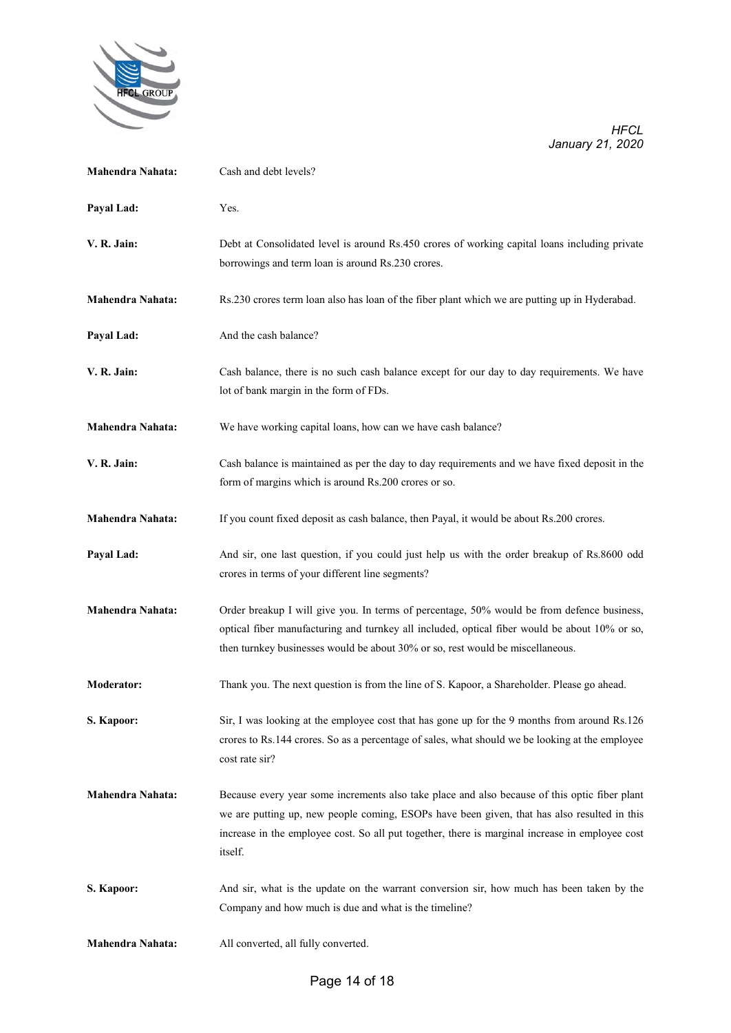**Mahendra Nahata:** Cash and debt levels?

**Payal Lad:** Yes.

**V. R. Jain:** Debt at Consolidated level is around Rs.450 crores of working capital loans including private borrowings and term loan is around Rs.230 crores.

**Mahendra Nahata:** Rs.230 crores term loan also has loan of the fiber plant which we are putting up in Hyderabad.

**Payal Lad:** And the cash balance?

**V. R. Jain:** Cash balance, there is no such cash balance except for our day to day requirements. We have lot of bank margin in the form of FDs.

**Mahendra Nahata:** We have working capital loans, how can we have cash balance?

**V. R. Jain:** Cash balance is maintained as per the day to day requirements and we have fixed deposit in the form of margins which is around Rs.200 crores or so.

**Mahendra Nahata:** If you count fixed deposit as cash balance, then Payal, it would be about Rs.200 crores.

**Payal Lad:** And sir, one last question, if you could just help us with the order breakup of Rs.8600 odd crores in terms of your different line segments?

**Mahendra Nahata:** Order breakup I will give you. In terms of percentage, 50% would be from defence business, optical fiber manufacturing and turnkey all included, optical fiber would be about 10% or so, then turnkey businesses would be about 30% or so, rest would be miscellaneous.

**Moderator:** Thank you. The next question is from the line of S. Kapoor, a Shareholder. Please go ahead.

**S. Kapoor:** Sir, I was looking at the employee cost that has gone up for the 9 months from around Rs.126 crores to Rs.144 crores. So as a percentage of sales, what should we be looking at the employee cost rate sir?

**Mahendra Nahata:** Because every year some increments also take place and also because of this optic fiber plant we are putting up, new people coming, ESOPs have been given, that has also resulted in this increase in the employee cost. So all put together, there is marginal increase in employee cost itself.

**S. Kapoor:** And sir, what is the update on the warrant conversion sir, how much has been taken by the Company and how much is due and what is the timeline?

**Mahendra Nahata:** All converted, all fully converted.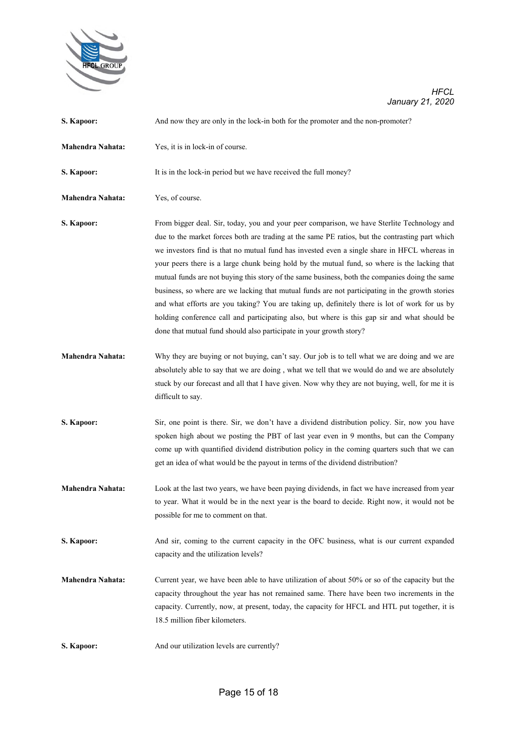**S. Kapoor:** And now they are only in the lock-in both for the promoter and the non-promoter?

**Mahendra Nahata:** Yes, it is in lock-in of course.

**S. Kapoor:** It is in the lock-in period but we have received the full money?

**Mahendra Nahata:** Yes, of course.

**S. Kapoor:** From bigger deal. Sir, today, you and your peer comparison, we have Sterlite Technology and due to the market forces both are trading at the same PE ratios, but the contrasting part which we investors find is that no mutual fund has invested even a single share in HFCL whereas in your peers there is a large chunk being hold by the mutual fund, so where is the lacking that mutual funds are not buying this story of the same business, both the companies doing the same business, so where are we lacking that mutual funds are not participating in the growth stories and what efforts are you taking? You are taking up, definitely there is lot of work for us by holding conference call and participating also, but where is this gap sir and what should be done that mutual fund should also participate in your growth story?

**Mahendra Nahata:** Why they are buying or not buying, can't say. Our job is to tell what we are doing and we are absolutely able to say that we are doing , what we tell that we would do and we are absolutely stuck by our forecast and all that I have given. Now why they are not buying, well, for me it is difficult to say.

**S. Kapoor:** Sir, one point is there. Sir, we don't have a dividend distribution policy. Sir, now you have spoken high about we posting the PBT of last year even in 9 months, but can the Company come up with quantified dividend distribution policy in the coming quarters such that we can get an idea of what would be the payout in terms of the dividend distribution?

**Mahendra Nahata:** Look at the last two years, we have been paying dividends, in fact we have increased from year to year. What it would be in the next year is the board to decide. Right now, it would not be possible for me to comment on that.

**S. Kapoor:** And sir, coming to the current capacity in the OFC business, what is our current expanded capacity and the utilization levels?

**Mahendra Nahata:** Current year, we have been able to have utilization of about 50% or so of the capacity but the capacity throughout the year has not remained same. There have been two increments in the capacity. Currently, now, at present, today, the capacity for HFCL and HTL put together, it is 18.5 million fiber kilometers.

**S. Kapoor:** And our utilization levels are currently?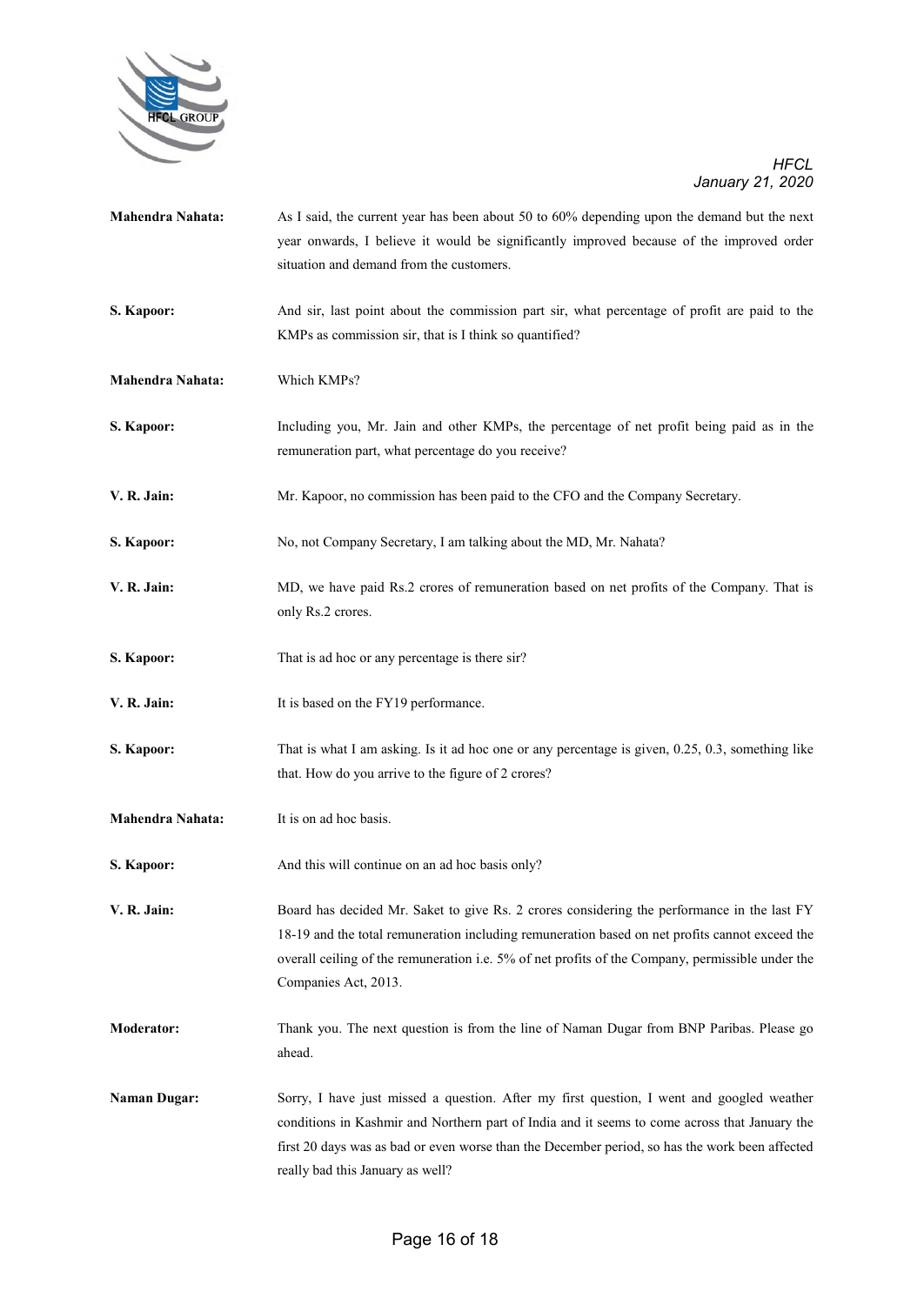**Mahendra Nahata:** As I said, the current year has been about 50 to 60% depending upon the demand but the next year onwards, I believe it would be significantly improved because of the improved order situation and demand from the customers.

**S. Kapoor:** And sir, last point about the commission part sir, what percentage of profit are paid to the KMPs as commission sir, that is I think so quantified?

**Mahendra Nahata:** Which KMPs?

**S. Kapoor:** Including you, Mr. Jain and other KMPs, the percentage of net profit being paid as in the remuneration part, what percentage do you receive?

**V. R. Jain:** Mr. Kapoor, no commission has been paid to the CFO and the Company Secretary.

**S. Kapoor:** No, not Company Secretary, I am talking about the MD, Mr. Nahata?

**V. R. Jain:** MD, we have paid Rs.2 crores of remuneration based on net profits of the Company. That is only Rs.2 crores.

**S. Kapoor:** That is ad hoc or any percentage is there sir?

**V. R. Jain:** It is based on the FY19 performance.

**S. Kapoor:** That is what I am asking. Is it ad hoc one or any percentage is given, 0.25, 0.3, something like that. How do you arrive to the figure of 2 crores?

**Mahendra Nahata:** It is on ad hoc basis.

**S. Kapoor:** And this will continue on an ad hoc basis only?

**V. R. Jain:** Board has decided Mr. Saket to give Rs. 2 crores considering the performance in the last FY 18-19 and the total remuneration including remuneration based on net profits cannot exceed the overall ceiling of the remuneration i.e. 5% of net profits of the Company, permissible under the Companies Act, 2013.

**Moderator:** Thank you. The next question is from the line of Naman Dugar from BNP Paribas. Please go ahead.

**Naman Dugar:** Sorry, I have just missed a question. After my first question, I went and googled weather conditions in Kashmir and Northern part of India and it seems to come across that January the first 20 days was as bad or even worse than the December period, so has the work been affected really bad this January as well?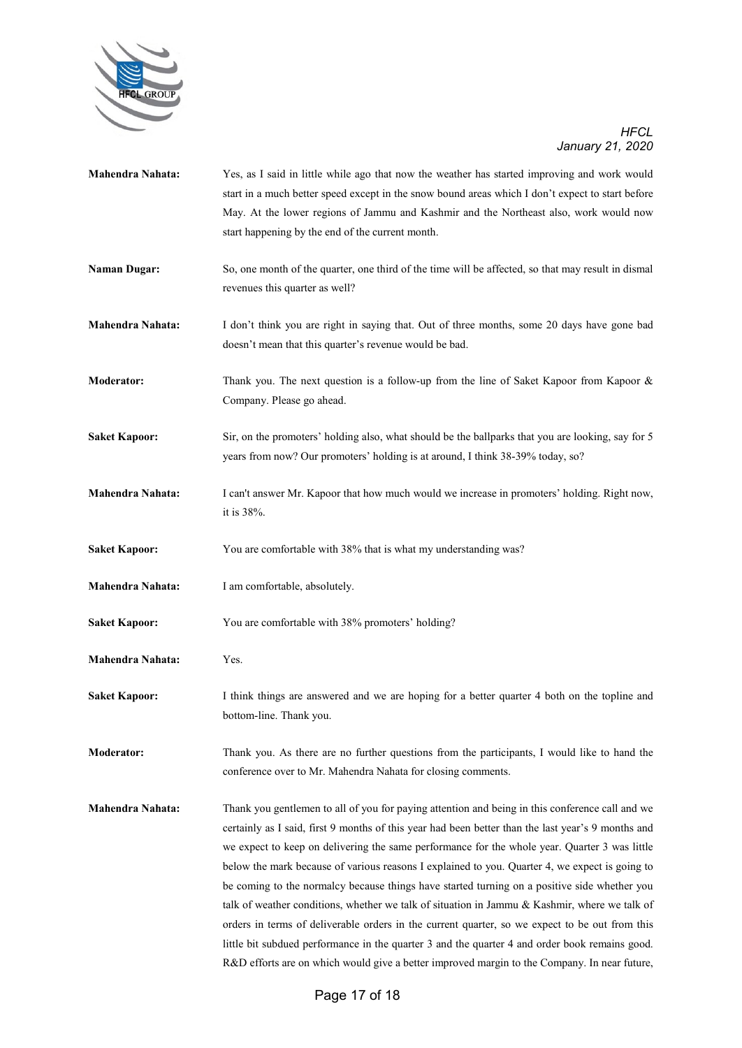**Mahendra Nahata:** Yes, as I said in little while ago that now the weather has started improving and work would start in a much better speed except in the snow bound areas which I don't expect to start before May. At the lower regions of Jammu and Kashmir and the Northeast also, work would now start happening by the end of the current month.

**Naman Dugar:** So, one month of the quarter, one third of the time will be affected, so that may result in dismal revenues this quarter as well?

**Mahendra Nahata:** I don't think you are right in saying that. Out of three months, some 20 days have gone bad doesn't mean that this quarter's revenue would be bad.

**Moderator:** Thank you. The next question is a follow-up from the line of Saket Kapoor from Kapoor & Company. Please go ahead.

**Saket Kapoor:** Sir, on the promoters' holding also, what should be the ballparks that you are looking, say for 5 years from now? Our promoters' holding is at around, I think 38-39% today, so?

**Mahendra Nahata:** I can't answer Mr. Kapoor that how much would we increase in promoters' holding. Right now, it is 38%.

**Saket Kapoor:** You are comfortable with 38% that is what my understanding was?

**Mahendra Nahata:** I am comfortable, absolutely.

**Saket Kapoor:** You are comfortable with 38% promoters' holding?

**Mahendra Nahata:** Yes.

**Saket Kapoor:** I think things are answered and we are hoping for a better quarter 4 both on the topline and bottom-line. Thank you.

**Moderator:** Thank you. As there are no further questions from the participants, I would like to hand the conference over to Mr. Mahendra Nahata for closing comments.

**Mahendra Nahata:** Thank you gentlemen to all of you for paying attention and being in this conference call and we certainly as I said, first 9 months of this year had been better than the last year's 9 months and we expect to keep on delivering the same performance for the whole year. Quarter 3 was little below the mark because of various reasons I explained to you. Quarter 4, we expect is going to be coming to the normalcy because things have started turning on a positive side whether you talk of weather conditions, whether we talk of situation in Jammu & Kashmir, where we talk of orders in terms of deliverable orders in the current quarter, so we expect to be out from this little bit subdued performance in the quarter 3 and the quarter 4 and order book remains good. R&D efforts are on which would give a better improved margin to the Company. In near future,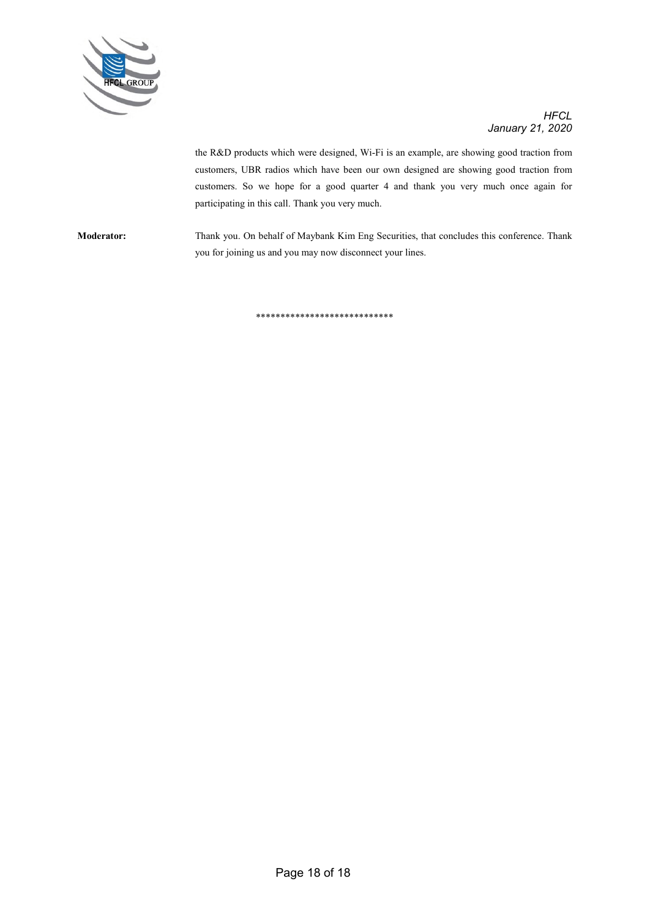the R&D products which were designed, Wi-Fi is an example, are showing good traction from customers, UBR radios which have been our own designed are showing good traction from customers. So we hope for a good quarter 4 and thank you very much once again for participating in this call. Thank you very much.

**Moderator:** Thank you. On behalf of Maybank Kim Eng Securities, that concludes this conference. Thank you for joining us and you may now disconnect your lines.

****************************